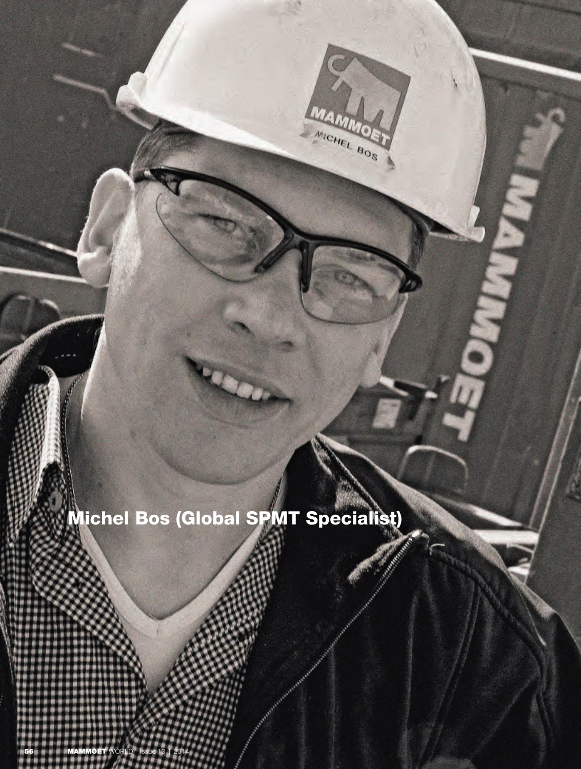Michel Bos (Global SPMT Specialist)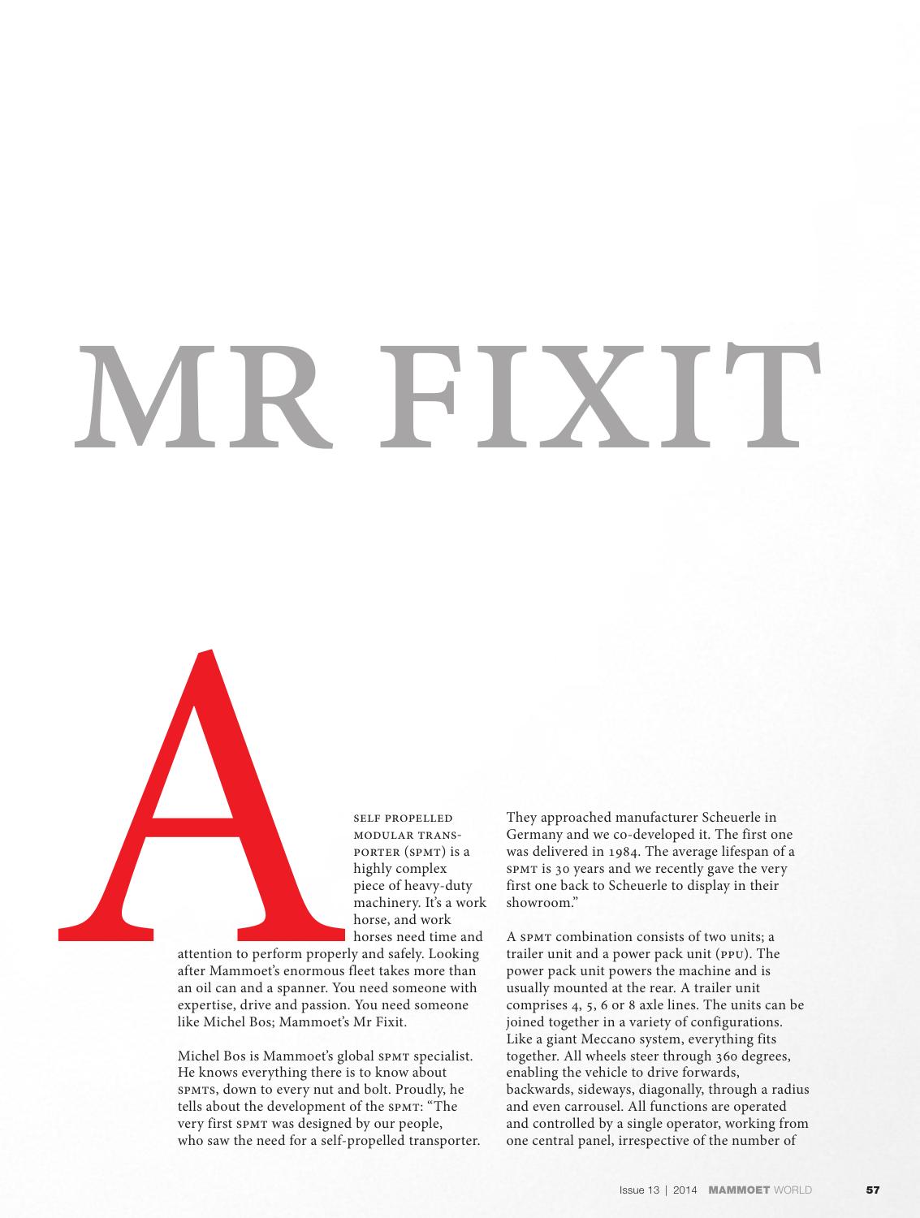# MR FIXIT

A SELF PROPELLED MODULAR TRANSPORTER (SPMT) is a highly complex piece of heavy-duty machinery. It's a work horse, and work horses need time and attention to perform properly and safely. Looking after Mammoet's enormous fleet takes more than an oil can and a spanner. You need someone with expertise, drive and passion. You need someone like Michel Bos; Mammoet's Mr Fixit.

Michel Bos is Mammoet's global SPMT specialist. He knows everything there is to know about SPMTs, down to every nut and bolt. Proudly, he tells about the development of the SPMT: "The very first SPMT was designed by our people, who saw the need for a self-propelled transporter. They approached manufacturer Scheuerle in Germany and we co-developed it. The first one was delivered in 1984. The average lifespan of a SPMT is 30 years and we recently gave the very first one back to Scheuerle to display in their showroom."

A SPMT combination consists of two units; a trailer unit and a power pack unit (PPU). The power pack unit powers the machine and is usually mounted at the rear. A trailer unit comprises 4, 5, 6 or 8 axle lines. The units can be joined together in a variety of configurations. Like a giant Meccano system, everything fits together. All wheels steer through 360 degrees, enabling the vehicle to drive forwards, backwards, sideways, diagonally, through a radius and even carrousel. All functions are operated and controlled by a single operator, working from one central panel, irrespective of the number of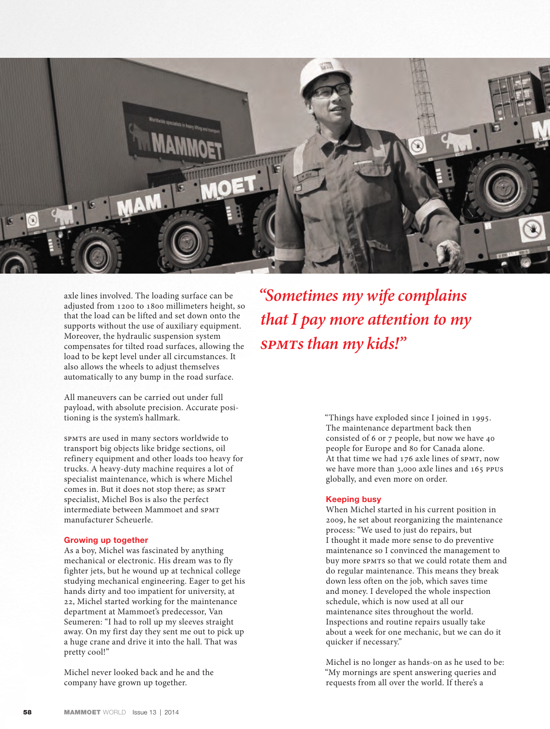axle lines involved. The loading surface can be adjusted from 1200 to 1800 millimeters height, so that the load can be lifted and set down onto the supports without the use of auxiliary equipment. Moreover, the hydraulic suspension system compensates for tilted road surfaces, allowing the load to be kept level under all circumstances. It also allows the wheels to adjust themselves automatically to any bump in the road surface.

All maneuvers can be carried out under full payload, with absolute precision. Accurate positioning is the system's hallmark.

SPMTs are used in many sectors worldwide to transport big objects like bridge sections, oil refinery equipment and other loads too heavy for trucks. A heavy-duty machine requires a lot of specialist maintenance, which is where Michel comes in. But it does not stop there; as SPMT specialist, Michel Bos is also the perfect intermediate between Mammoet and SPMT manufacturer Scheuerle.

## Growing up together

As a boy, Michel was fascinated by anything mechanical or electronic. His dream was to fly fighter jets, but he wound up at technical college studying mechanical engineering. Eager to get his hands dirty and too impatient for university, at 22, Michel started working for the maintenance department at Mammoet's predecessor, Van Seumeren: "I had to roll up my sleeves straight away. On my first day they sent me out to pick up a huge crane and drive it into the hall. That was pretty cool!"

Michel never looked back and he and the company have grown up together.

*"Sometimes my wife complains that I pay more attention to my SPMTs than my kids!"*

"Things have exploded since I joined in 1995. The maintenance department back then consisted of 6 or 7 people, but now we have 40 people for Europe and 80 for Canada alone. At that time we had 176 axle lines of SPMT, now we have more than 3,000 axle lines and 165 PPUs globally, and even more on order.

## Keeping busy

When Michel started in his current position in 2009, he set about reorganizing the maintenance process: "We used to just do repairs, but I thought it made more sense to do preventive maintenance so I convinced the management to buy more SPMTs so that we could rotate them and do regular maintenance. This means they break down less often on the job, which saves time and money. I developed the whole inspection schedule, which is now used at all our maintenance sites throughout the world. Inspections and routine repairs usually take about a week for one mechanic, but we can do it quicker if necessary."

Michel is no longer as hands-on as he used to be: "My mornings are spent answering queries and requests from all over the world. If there's a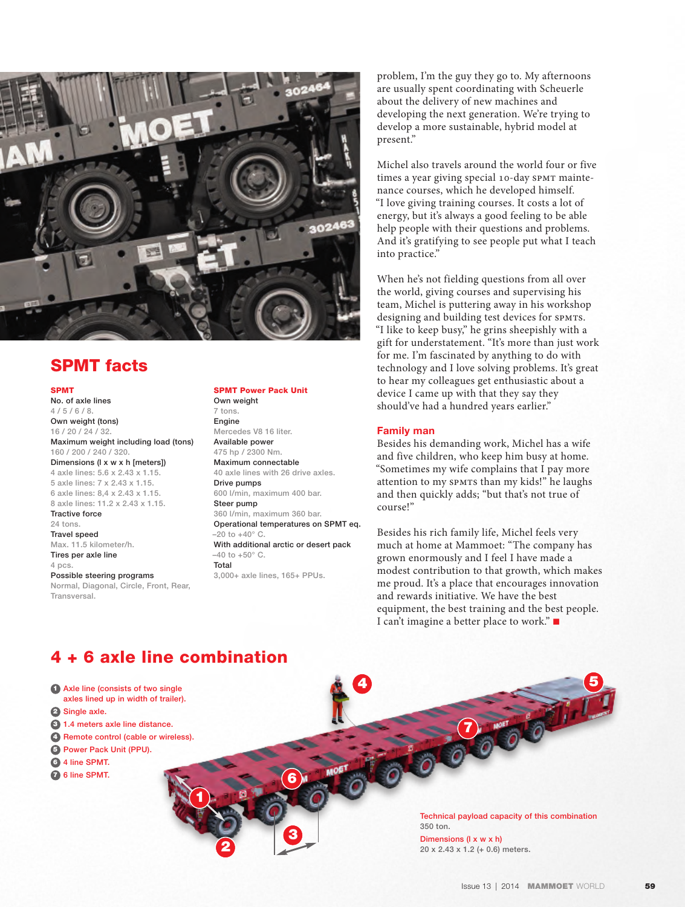## SPMT facts

**SPMT**

No. of axle lines
4 / 5 / 6 / 8.

Own weight (tons)
16 / 20 / 24 / 32.

Maximum weight including load (tons)
160 / 200 / 240 / 320.

Dimensions (l x w x h [meters])
4 axle lines: 5.6 x 2.43 x 1.15.
5 axle lines: 7 x 2.43 x 1.15.
6 axle lines: 8,4 x 2.43 x 1.15.
8 axle lines: 11.2 x 2.43 x 1.15.

Tractive force
24 tons.

Travel speed
Max. 11.5 kilometer/h.

Tires per axle line
4 pcs.

Possible steering programs
Normal, Diagonal, Circle, Front, Rear, Transversal.

**SPMT Power Pack Unit**

Own weight
7 tons.

Engine
Mercedes V8 16 liter.

Available power
475 hp / 2300 Nm.

Maximum connectable
40 axle lines with 26 drive axles.

Drive pumps
600 l/min, maximum 400 bar.

Steer pump
360 l/min, maximum 360 bar.

Operational temperatures on SPMT eq.
–20 to +40° C.

With additional arctic or desert pack
–40 to +50° C.

Total
3,000+ axle lines, 165+ PPUs.

## 4 + 6 axle line combination

1. Axle line (consists of two single axles lined up in width of trailer).
2. Single axle.
3. 1.4 meters axle line distance.
4. Remote control (cable or wireless).
5. Power Pack Unit (PPU).
6. 4 line SPMT.
7. 6 line SPMT.

Technical payload capacity of this combination
350 ton.

Dimensions (l x w x h)
20 x 2.43 x 1.2 (+ 0.6) meters.

problem, I'm the guy they go to. My afternoons are usually spent coordinating with Scheuerle about the delivery of new machines and developing the next generation. We're trying to develop a more sustainable, hybrid model at present."

Michel also travels around the world four or five times a year giving special 10-day SPMT maintenance courses, which he developed himself. "I love giving training courses. It costs a lot of energy, but it's always a good feeling to be able help people with their questions and problems. And it's gratifying to see people put what I teach into practice."

When he's not fielding questions from all over the world, giving courses and supervising his team, Michel is puttering away in his workshop designing and building test devices for SPMTs. "I like to keep busy," he grins sheepishly with a gift for understatement. "It's more than just work for me. I'm fascinated by anything to do with technology and I love solving problems. It's great to hear my colleagues get enthusiastic about a device I came up with that they say they should've had a hundred years earlier."

### Family man

Besides his demanding work, Michel has a wife and five children, who keep him busy at home. "Sometimes my wife complains that I pay more attention to my SPMTs than my kids!" he laughs and then quickly adds; "but that's not true of course!"

Besides his rich family life, Michel feels very much at home at Mammoet: "The company has grown enormously and I feel I have made a modest contribution to that growth, which makes me proud. It's a place that encourages innovation and rewards initiative. We have the best equipment, the best training and the best people. I can't imagine a better place to work." ■